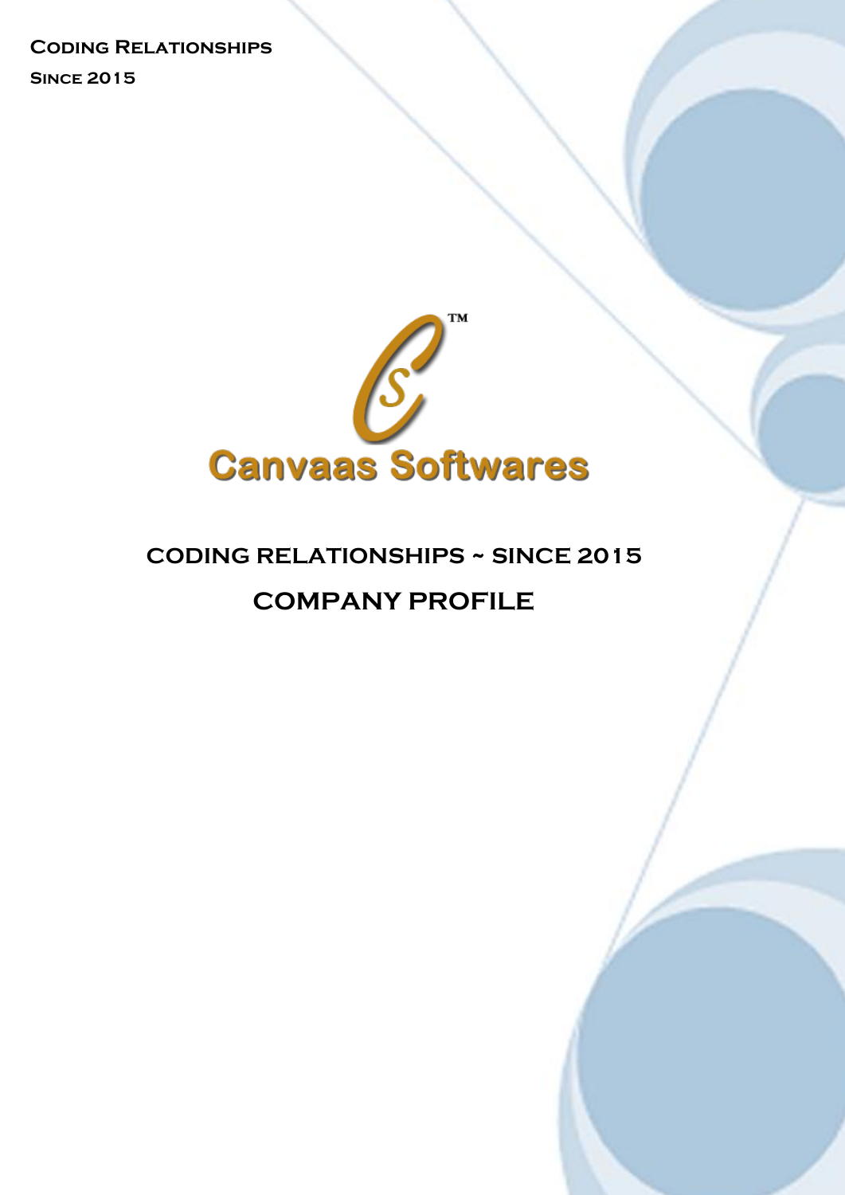**Coding Relationships**
**Since 2015**

Canvaas Softwares

## CODING RELATIONSHIPS ~ SINCE 2015

## COMPANY PROFILE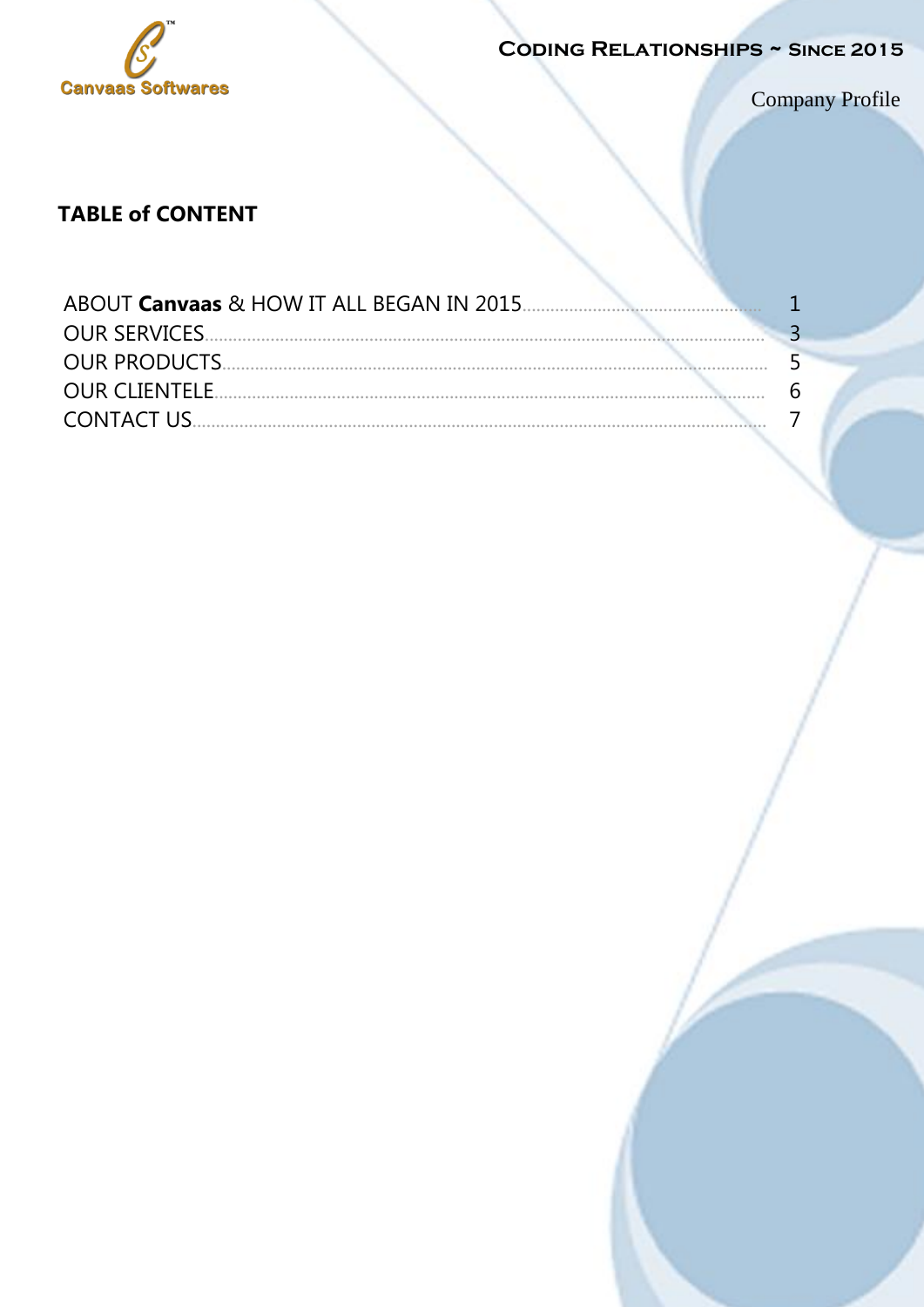## TABLE of CONTENT

| | |
|---|---|
| ABOUT **Canvaas** & HOW IT ALL BEGAN IN 2015 | 1 |
| OUR SERVICES | 3 |
| OUR PRODUCTS | 5 |
| OUR CLIENTELE | 6 |
| CONTACT US | 7 |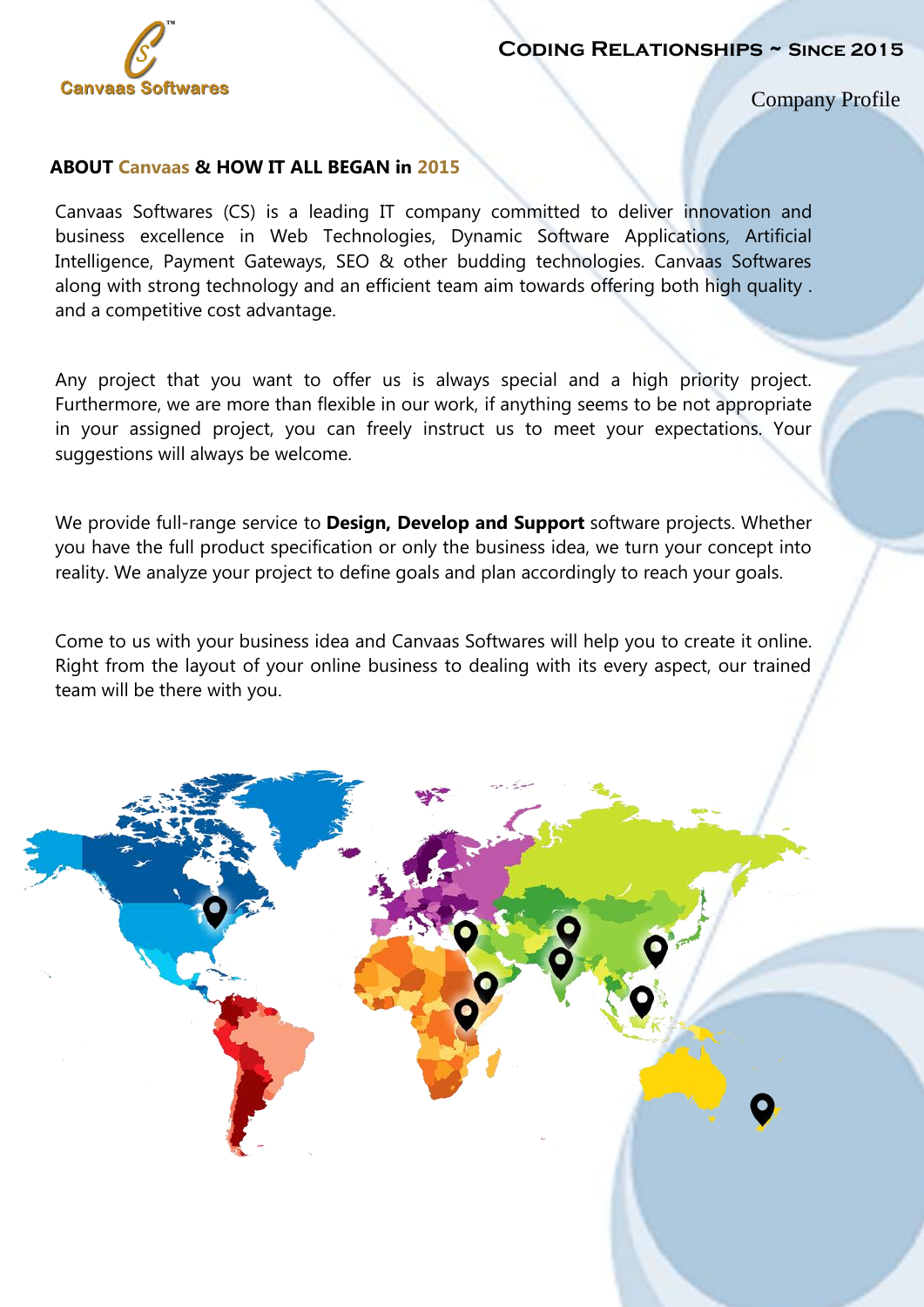## ABOUT Canvaas & HOW IT ALL BEGAN in 2015

Canvaas Softwares (CS) is a leading IT company committed to deliver innovation and business excellence in Web Technologies, Dynamic Software Applications, Artificial Intelligence, Payment Gateways, SEO & other budding technologies. Canvaas Softwares along with strong technology and an efficient team aim towards offering both high quality . and a competitive cost advantage.

Any project that you want to offer us is always special and a high priority project. Furthermore, we are more than flexible in our work, if anything seems to be not appropriate in your assigned project, you can freely instruct us to meet your expectations. Your suggestions will always be welcome.

We provide full-range service to **Design, Develop and Support** software projects. Whether you have the full product specification or only the business idea, we turn your concept into reality. We analyze your project to define goals and plan accordingly to reach your goals.

Come to us with your business idea and Canvaas Softwares will help you to create it online. Right from the layout of your online business to dealing with its every aspect, our trained team will be there with you.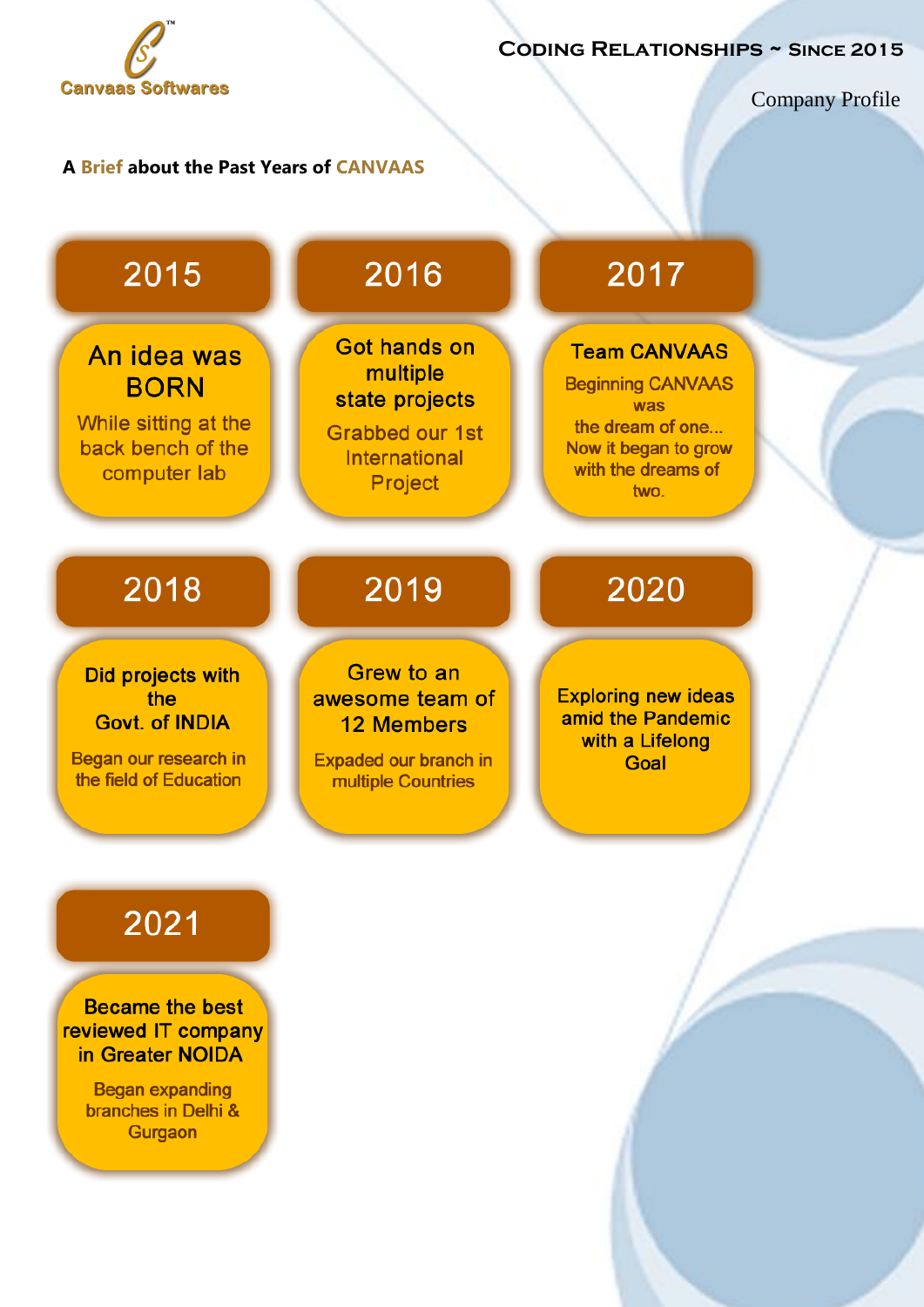## A Brief about the Past Years of CANVAAS

### 2015

**An idea was BORN**

While sitting at the back bench of the computer lab

### 2016

**Got hands on multiple state projects**

Grabbed our 1st International Project

### 2017

**Team CANVAAS**

Beginning CANVAAS was the dream of one... Now it began to grow with the dreams of two.

### 2018

**Did projects with the Govt. of INDIA**

Began our research in the field of Education

### 2019

**Grew to an awesome team of 12 Members**

Expaded our branch in multiple Countries

### 2020

**Exploring new ideas amid the Pandemic with a Lifelong Goal**

### 2021

**Became the best reviewed IT company in Greater NOIDA**

Began expanding branches in Delhi & Gurgaon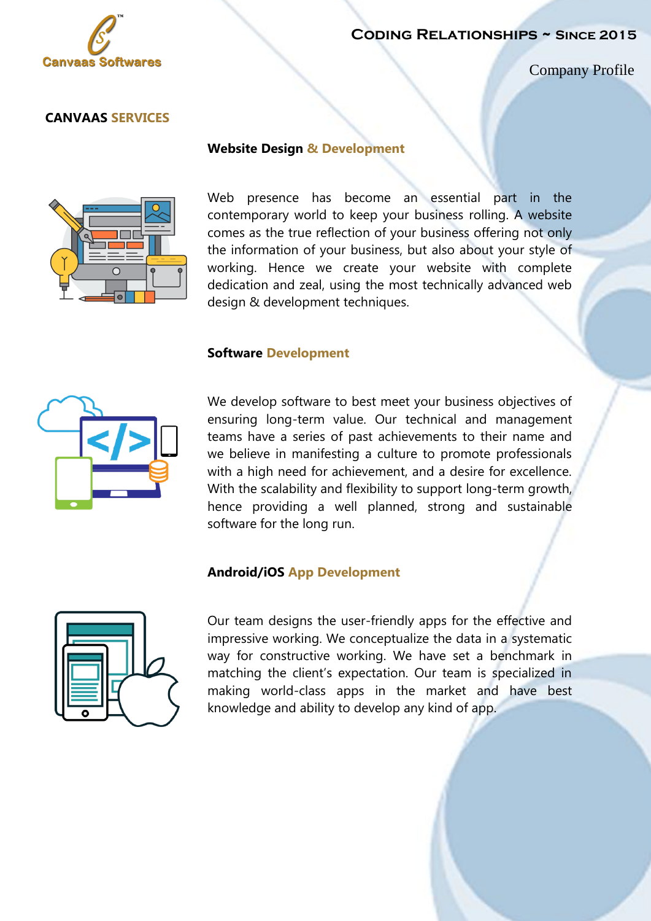## CANVAAS SERVICES

### Website Design & Development

Web presence has become an essential part in the contemporary world to keep your business rolling. A website comes as the true reflection of your business offering not only the information of your business, but also about your style of working. Hence we create your website with complete dedication and zeal, using the most technically advanced web design & development techniques.

### Software Development

We develop software to best meet your business objectives of ensuring long-term value. Our technical and management teams have a series of past achievements to their name and we believe in manifesting a culture to promote professionals with a high need for achievement, and a desire for excellence. With the scalability and flexibility to support long-term growth, hence providing a well planned, strong and sustainable software for the long run.

### Android/iOS App Development

Our team designs the user-friendly apps for the effective and impressive working. We conceptualize the data in a systematic way for constructive working. We have set a benchmark in matching the client's expectation. Our team is specialized in making world-class apps in the market and have best knowledge and ability to develop any kind of app.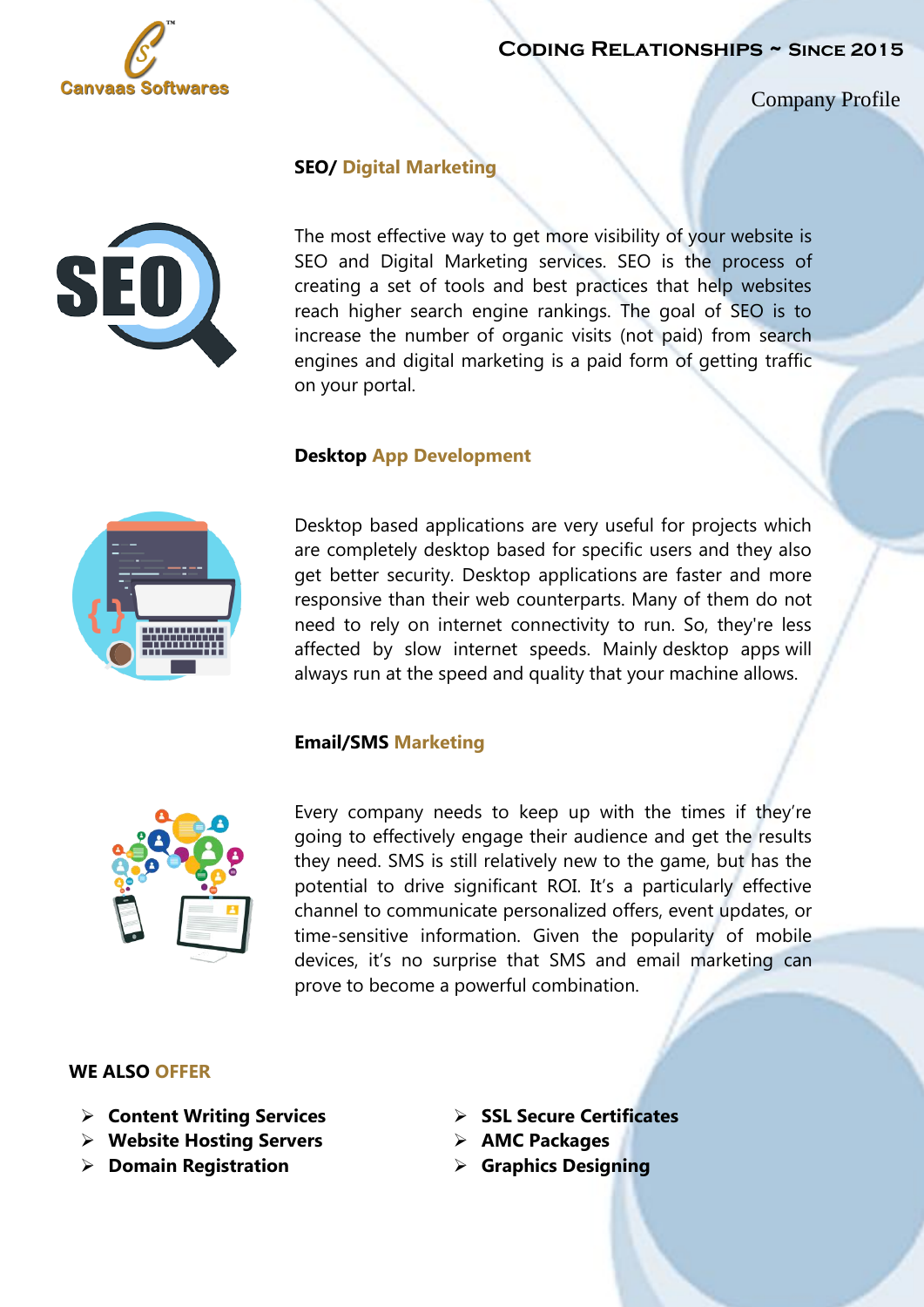## SEO/ Digital Marketing

The most effective way to get more visibility of your website is SEO and Digital Marketing services. SEO is the process of creating a set of tools and best practices that help websites reach higher search engine rankings. The goal of SEO is to increase the number of organic visits (not paid) from search engines and digital marketing is a paid form of getting traffic on your portal.

## Desktop App Development

Desktop based applications are very useful for projects which are completely desktop based for specific users and they also get better security. Desktop applications are faster and more responsive than their web counterparts. Many of them do not need to rely on internet connectivity to run. So, they're less affected by slow internet speeds. Mainly desktop apps will always run at the speed and quality that your machine allows.

## Email/SMS Marketing

Every company needs to keep up with the times if they're going to effectively engage their audience and get the results they need. SMS is still relatively new to the game, but has the potential to drive significant ROI. It's a particularly effective channel to communicate personalized offers, event updates, or time-sensitive information. Given the popularity of mobile devices, it's no surprise that SMS and email marketing can prove to become a powerful combination.

## WE ALSO OFFER

- **Content Writing Services**
- **Website Hosting Servers**
- **Domain Registration**
- **SSL Secure Certificates**
- **AMC Packages**
- **Graphics Designing**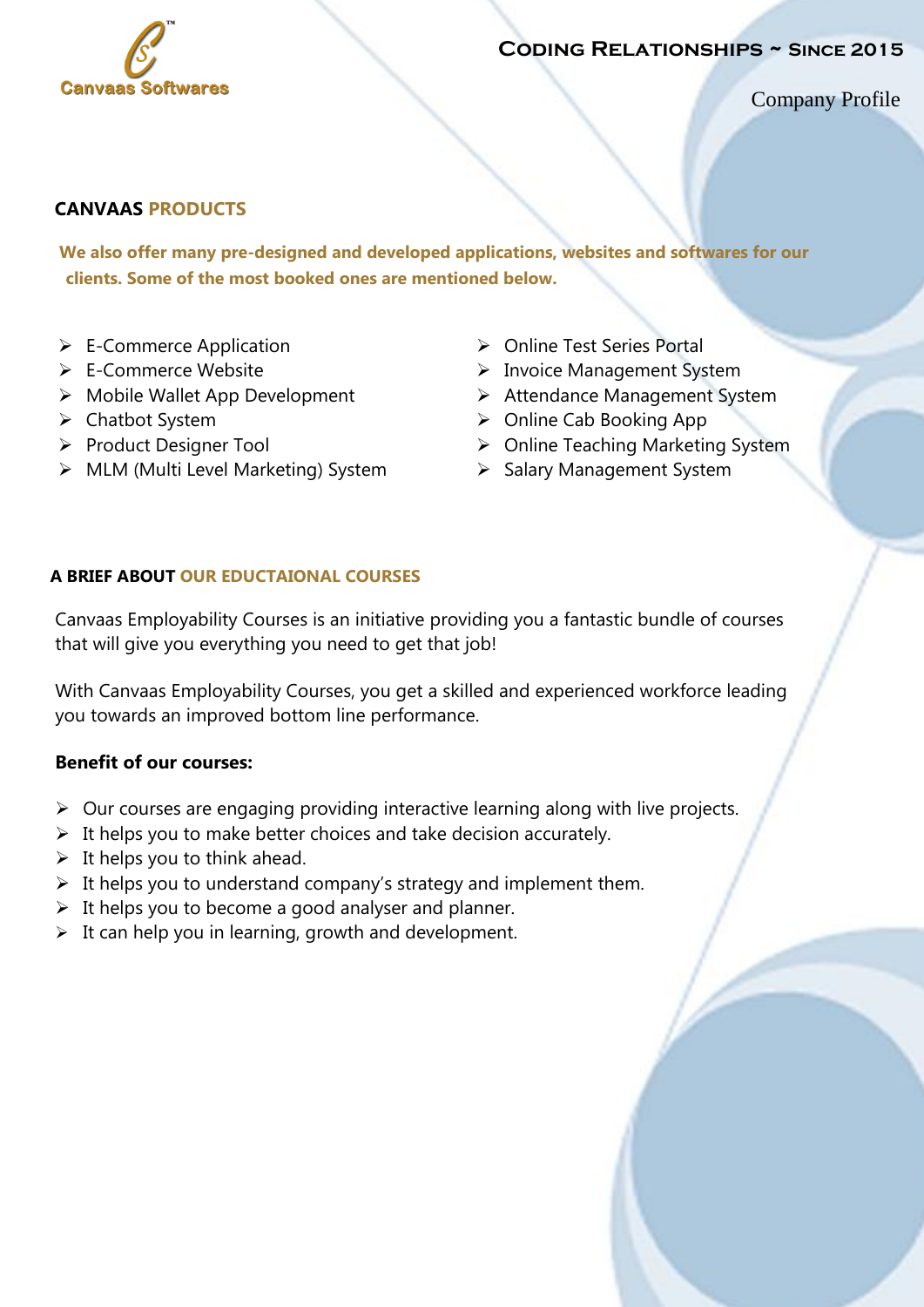## CANVAAS PRODUCTS

**We also offer many pre-designed and developed applications, websites and softwares for our clients. Some of the most booked ones are mentioned below.**

- E-Commerce Application
- E-Commerce Website
- Mobile Wallet App Development
- Chatbot System
- Product Designer Tool
- MLM (Multi Level Marketing) System
- Online Test Series Portal
- Invoice Management System
- Attendance Management System
- Online Cab Booking App
- Online Teaching Marketing System
- Salary Management System

## A BRIEF ABOUT OUR EDUCTAIONAL COURSES

Canvaas Employability Courses is an initiative providing you a fantastic bundle of courses that will give you everything you need to get that job!

With Canvaas Employability Courses, you get a skilled and experienced workforce leading you towards an improved bottom line performance.

**Benefit of our courses:**

- Our courses are engaging providing interactive learning along with live projects.
- It helps you to make better choices and take decision accurately.
- It helps you to think ahead.
- It helps you to understand company's strategy and implement them.
- It helps you to become a good analyser and planner.
- It can help you in learning, growth and development.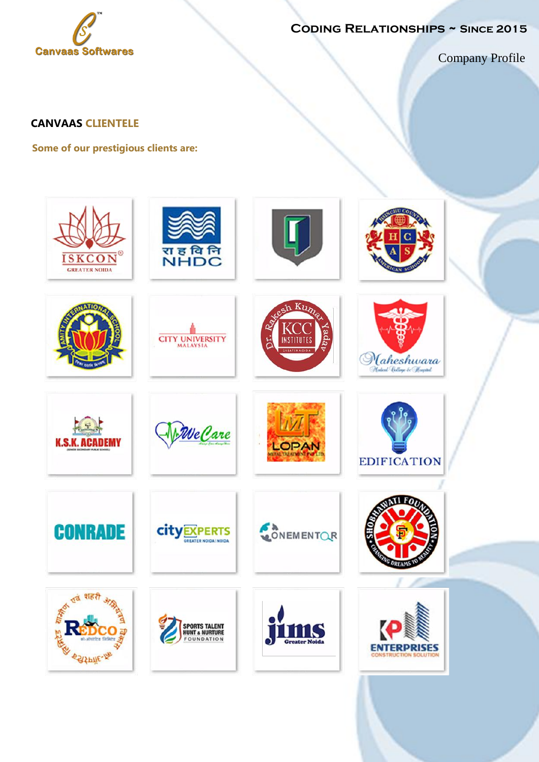## CANVAAS CLIENTELE

**Some of our prestigious clients are:**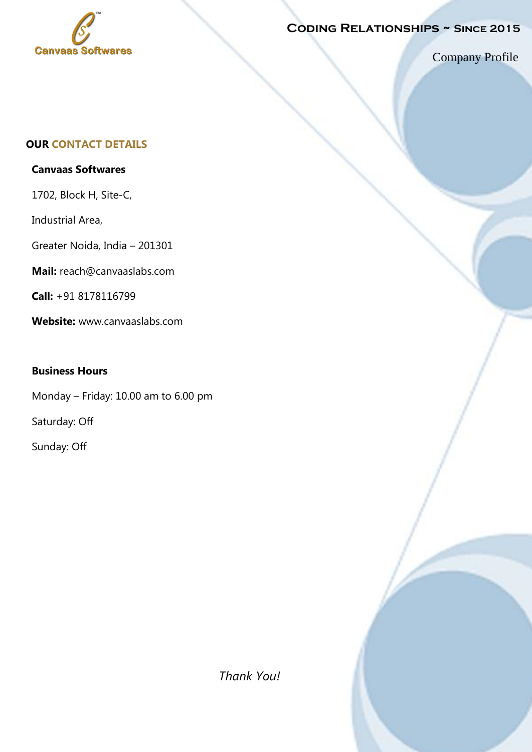## OUR CONTACT DETAILS

**Canvaas Softwares**

1702, Block H, Site-C,

Industrial Area,

Greater Noida, India – 201301

**Mail:** reach@canvaaslabs.com

**Call:** +91 8178116799

**Website:** www.canvaaslabs.com

**Business Hours**

Monday – Friday: 10.00 am to 6.00 pm

Saturday: Off

Sunday: Off

*Thank You!*